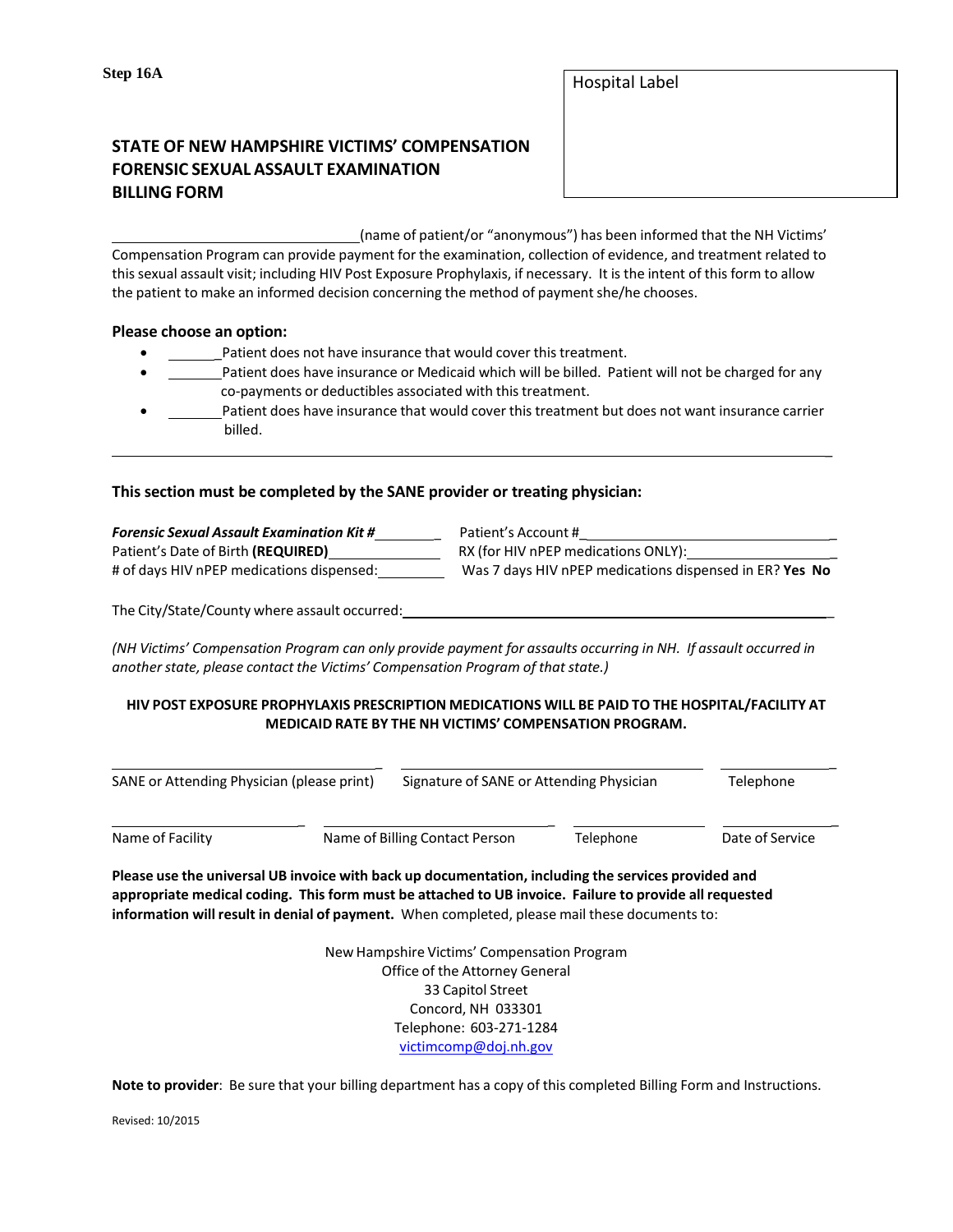Step 16A

Hospital Label

## STATE OF NEW HAMPSHIRE VICTIMS' COMPENSATION FORENSIC SEXUAL ASSAULT EXAMINATION BILLING FORM

\_\_\_\_\_\_\_\_\_\_\_\_\_\_\_\_\_\_\_\_\_\_\_\_\_\_\_\_\_\_\_(name of patient/or "anonymous") has been informed that the NH Victims' Compensation Program can provide payment for the examination, collection of evidence, and treatment related to this sexual assault visit; including HIV Post Exposure Prophylaxis, if necessary. It is the intent of this form to allow the patient to make an informed decision concerning the method of payment she/he chooses.

**Please choose an option:**

- \_\_\_\_\_\_\_Patient does not have insurance that would cover this treatment.
- \_\_\_\_\_\_\_Patient does have insurance or Medicaid which will be billed. Patient will not be charged for any co-payments or deductibles associated with this treatment.
- \_\_\_\_\_\_\_Patient does have insurance that would cover this treatment but does not want insurance carrier billed.

---

**This section must be completed by the SANE provider or treating physician:**

***Forensic Sexual Assault Examination Kit #*** \_\_\_\_\_\_\_\_ Patient's Account # \_\_\_\_\_\_\_\_\_\_\_\_\_\_\_\_\_\_\_\_\_\_\_\_\_\_\_\_\_\_

Patient's Date of Birth **(REQUIRED)** \_\_\_\_\_\_\_\_\_\_\_\_\_\_ RX (for HIV nPEP medications ONLY): \_\_\_\_\_\_\_\_\_\_\_\_\_\_\_\_\_\_\_\_

# of days HIV nPEP medications dispensed: \_\_\_\_\_\_\_\_ Was 7 days HIV nPEP medications dispensed in ER? **Yes No**

The City/State/County where assault occurred: \_\_\_\_\_\_\_\_\_\_\_\_\_\_\_\_\_\_\_\_\_\_\_\_\_\_\_\_\_\_\_\_\_\_\_\_\_\_\_\_\_\_\_\_\_\_\_\_\_\_\_\_

*(NH Victims' Compensation Program can only provide payment for assaults occurring in NH. If assault occurred in another state, please contact the Victims' Compensation Program of that state.)*

**HIV POST EXPOSURE PROPHYLAXIS PRESCRIPTION MEDICATIONS WILL BE PAID TO THE HOSPITAL/FACILITY AT MEDICAID RATE BY THE NH VICTIMS' COMPENSATION PROGRAM.**

\_\_\_\_\_\_\_\_\_\_\_\_\_\_\_\_\_\_\_\_\_\_\_\_\_\_\_\_\_\_ \_\_\_\_\_\_\_\_\_\_\_\_\_\_\_\_\_\_\_\_\_\_\_\_\_\_\_\_\_\_\_\_\_\_\_ \_\_\_\_\_\_\_\_\_\_\_\_\_
SANE or Attending Physician (please print) Signature of SANE or Attending Physician Telephone

\_\_\_\_\_\_\_\_\_\_\_\_\_\_\_\_\_\_\_\_\_\_ \_\_\_\_\_\_\_\_\_\_\_\_\_\_\_\_\_\_\_\_\_\_\_\_\_\_ \_\_\_\_\_\_\_\_\_\_\_\_\_\_\_ \_\_\_\_\_\_\_\_\_\_\_\_\_\_
Name of Facility Name of Billing Contact Person Telephone Date of Service

**Please use the universal UB invoice with back up documentation, including the services provided and appropriate medical coding. This form must be attached to UB invoice. Failure to provide all requested information will result in denial of payment.** When completed, please mail these documents to:

New Hampshire Victims' Compensation Program
Office of the Attorney General
33 Capitol Street
Concord, NH 033301
Telephone: 603-271-1284
victimcomp@doj.nh.gov

**Note to provider**: Be sure that your billing department has a copy of this completed Billing Form and Instructions.

Revised: 10/2015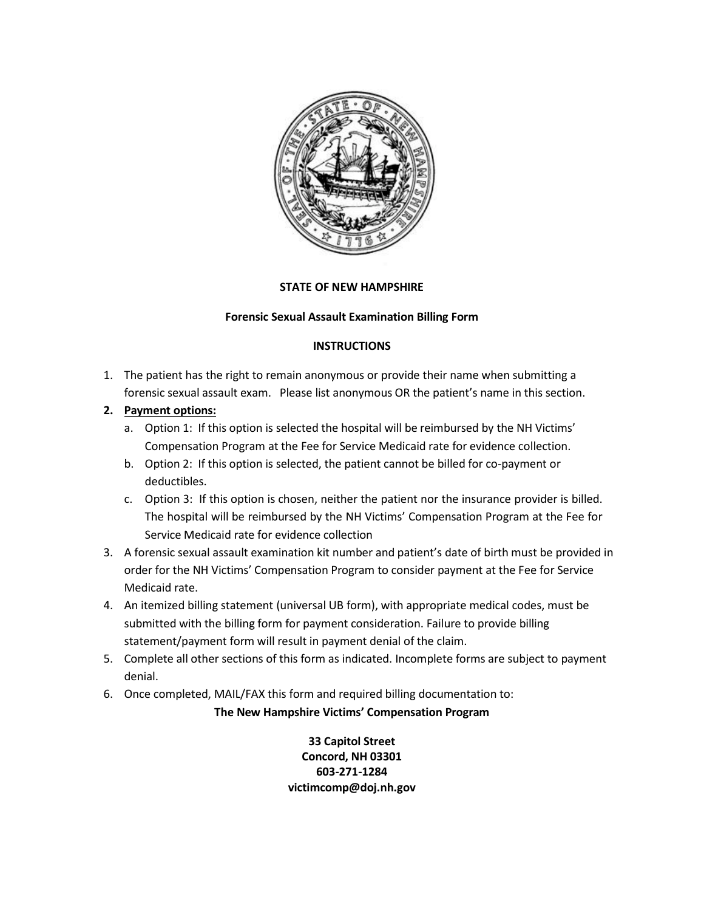**STATE OF NEW HAMPSHIRE**

**Forensic Sexual Assault Examination Billing Form**

**INSTRUCTIONS**

1. The patient has the right to remain anonymous or provide their name when submitting a forensic sexual assault exam. Please list anonymous OR the patient's name in this section.
2. **Payment options:**
   a. Option 1: If this option is selected the hospital will be reimbursed by the NH Victims' Compensation Program at the Fee for Service Medicaid rate for evidence collection.
   b. Option 2: If this option is selected, the patient cannot be billed for co-payment or deductibles.
   c. Option 3: If this option is chosen, neither the patient nor the insurance provider is billed. The hospital will be reimbursed by the NH Victims' Compensation Program at the Fee for Service Medicaid rate for evidence collection
3. A forensic sexual assault examination kit number and patient's date of birth must be provided in order for the NH Victims' Compensation Program to consider payment at the Fee for Service Medicaid rate.
4. An itemized billing statement (universal UB form), with appropriate medical codes, must be submitted with the billing form for payment consideration. Failure to provide billing statement/payment form will result in payment denial of the claim.
5. Complete all other sections of this form as indicated. Incomplete forms are subject to payment denial.
6. Once completed, MAIL/FAX this form and required billing documentation to:

**The New Hampshire Victims' Compensation Program**

**33 Capitol Street**
**Concord, NH 03301**
**603-271-1284**
**victimcomp@doj.nh.gov**